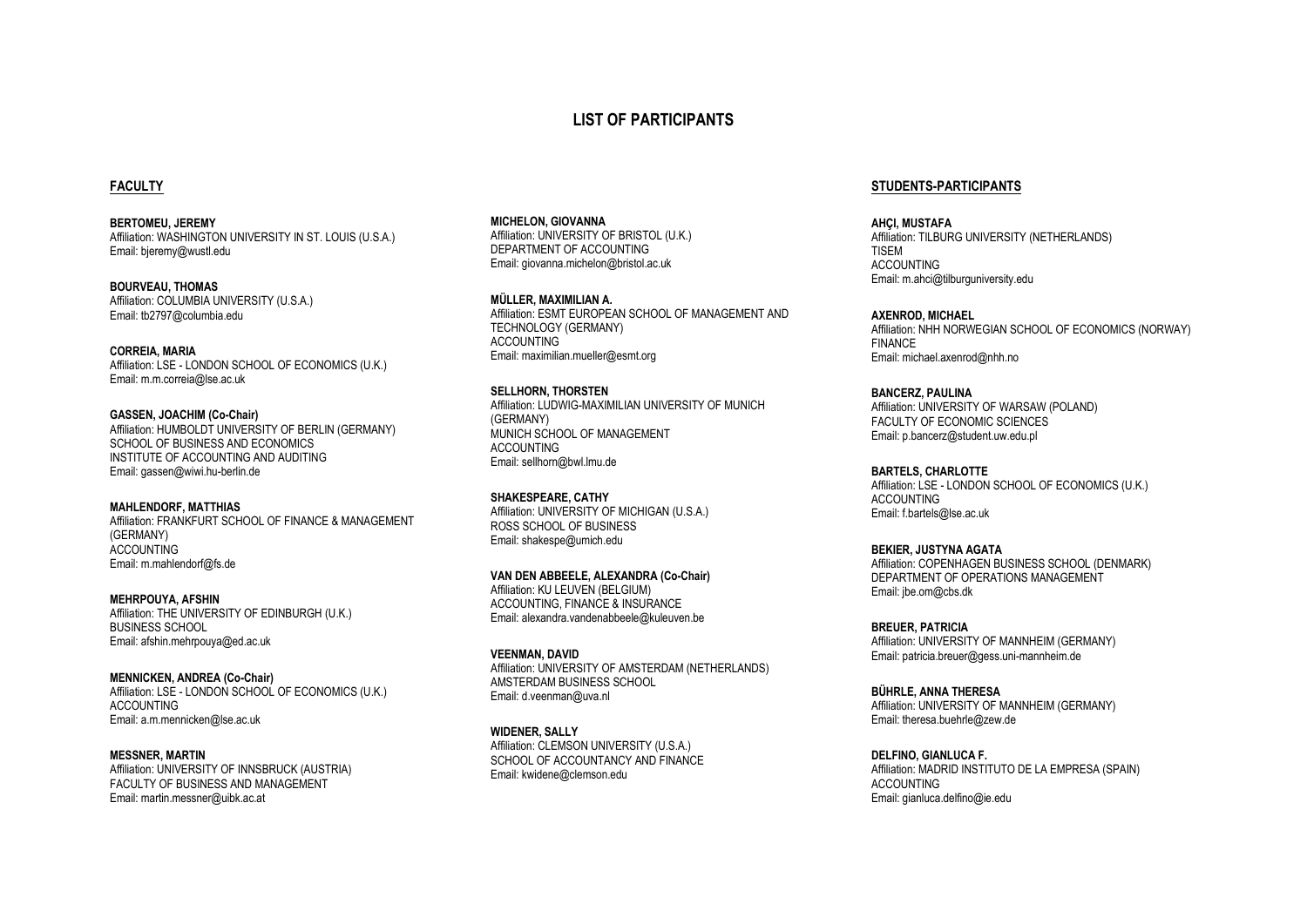# LIST OF PARTICIPANTS

## FACULTY

**BERTOMEU, JEREMY**
Affiliation: WASHINGTON UNIVERSITY IN ST. LOUIS (U.S.A.)
Email: bjeremy@wustl.edu

**BOURVEAU, THOMAS**
Affiliation: COLUMBIA UNIVERSITY (U.S.A.)
Email: tb2797@columbia.edu

**CORREIA, MARIA**
Affiliation: LSE - LONDON SCHOOL OF ECONOMICS (U.K.)
Email: m.m.correia@lse.ac.uk

**GASSEN, JOACHIM (Co-Chair)**
Affiliation: HUMBOLDT UNIVERSITY OF BERLIN (GERMANY)
SCHOOL OF BUSINESS AND ECONOMICS
INSTITUTE OF ACCOUNTING AND AUDITING
Email: gassen@wiwi.hu-berlin.de

**MAHLENDORF, MATTHIAS**
Affiliation: FRANKFURT SCHOOL OF FINANCE & MANAGEMENT (GERMANY)
ACCOUNTING
Email: m.mahlendorf@fs.de

**MEHRPOUYA, AFSHIN**
Affiliation: THE UNIVERSITY OF EDINBURGH (U.K.)
BUSINESS SCHOOL
Email: afshin.mehrpouya@ed.ac.uk

**MENNICKEN, ANDREA (Co-Chair)**
Affiliation: LSE - LONDON SCHOOL OF ECONOMICS (U.K.)
ACCOUNTING
Email: a.m.mennicken@lse.ac.uk

**MESSNER, MARTIN**
Affiliation: UNIVERSITY OF INNSBRUCK (AUSTRIA)
FACULTY OF BUSINESS AND MANAGEMENT
Email: martin.messner@uibk.ac.at

**MICHELON, GIOVANNA**
Affiliation: UNIVERSITY OF BRISTOL (U.K.)
DEPARTMENT OF ACCOUNTING
Email: giovanna.michelon@bristol.ac.uk

**MÜLLER, MAXIMILIAN A.**
Affiliation: ESMT EUROPEAN SCHOOL OF MANAGEMENT AND TECHNOLOGY (GERMANY)
ACCOUNTING
Email: maximilian.mueller@esmt.org

**SELLHORN, THORSTEN**
Affiliation: LUDWIG-MAXIMILIAN UNIVERSITY OF MUNICH (GERMANY)
MUNICH SCHOOL OF MANAGEMENT
ACCOUNTING
Email: sellhorn@bwl.lmu.de

**SHAKESPEARE, CATHY**
Affiliation: UNIVERSITY OF MICHIGAN (U.S.A.)
ROSS SCHOOL OF BUSINESS
Email: shakespe@umich.edu

**VAN DEN ABBEELE, ALEXANDRA (Co-Chair)**
Affiliation: KU LEUVEN (BELGIUM)
ACCOUNTING, FINANCE & INSURANCE
Email: alexandra.vandenabbeele@kuleuven.be

**VEENMAN, DAVID**
Affiliation: UNIVERSITY OF AMSTERDAM (NETHERLANDS)
AMSTERDAM BUSINESS SCHOOL
Email: d.veenman@uva.nl

**WIDENER, SALLY**
Affiliation: CLEMSON UNIVERSITY (U.S.A.)
SCHOOL OF ACCOUNTANCY AND FINANCE
Email: kwidene@clemson.edu

## STUDENTS-PARTICIPANTS

**AHÇI, MUSTAFA**
Affiliation: TILBURG UNIVERSITY (NETHERLANDS)
TISEM
ACCOUNTING
Email: m.ahci@tilburguniversity.edu

**AXENROD, MICHAEL**
Affiliation: NHH NORWEGIAN SCHOOL OF ECONOMICS (NORWAY)
FINANCE
Email: michael.axenrod@nhh.no

**BANCERZ, PAULINA**
Affiliation: UNIVERSITY OF WARSAW (POLAND)
FACULTY OF ECONOMIC SCIENCES
Email: p.bancerz@student.uw.edu.pl

**BARTELS, CHARLOTTE**
Affiliation: LSE - LONDON SCHOOL OF ECONOMICS (U.K.)
ACCOUNTING
Email: f.bartels@lse.ac.uk

**BEKIER, JUSTYNA AGATA**
Affiliation: COPENHAGEN BUSINESS SCHOOL (DENMARK)
DEPARTMENT OF OPERATIONS MANAGEMENT
Email: jbe.om@cbs.dk

**BREUER, PATRICIA**
Affiliation: UNIVERSITY OF MANNHEIM (GERMANY)
Email: patricia.breuer@gess.uni-mannheim.de

**BÜHRLE, ANNA THERESA**
Affiliation: UNIVERSITY OF MANNHEIM (GERMANY)
Email: theresa.buehrle@zew.de

**DELFINO, GIANLUCA F.**
Affiliation: MADRID INSTITUTO DE LA EMPRESA (SPAIN)
ACCOUNTING
Email: gianluca.delfino@ie.edu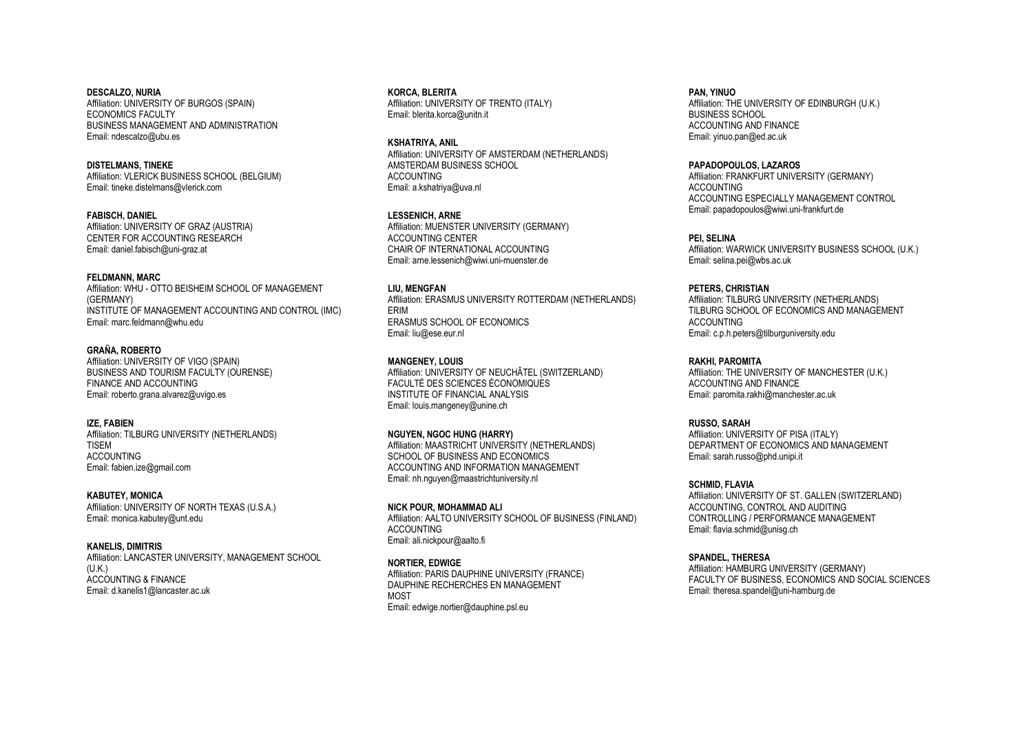**DESCALZO, NURIA**
Affiliation: UNIVERSITY OF BURGOS (SPAIN)
ECONOMICS FACULTY
BUSINESS MANAGEMENT AND ADMINISTRATION
Email: ndescalzo@ubu.es

**DISTELMANS, TINEKE**
Affiliation: VLERICK BUSINESS SCHOOL (BELGIUM)
Email: tineke.distelmans@vlerick.com

**FABISCH, DANIEL**
Affiliation: UNIVERSITY OF GRAZ (AUSTRIA)
CENTER FOR ACCOUNTING RESEARCH
Email: daniel.fabisch@uni-graz.at

**FELDMANN, MARC**
Affiliation: WHU - OTTO BEISHEIM SCHOOL OF MANAGEMENT (GERMANY)
INSTITUTE OF MANAGEMENT ACCOUNTING AND CONTROL (IMC)
Email: marc.feldmann@whu.edu

**GRAÑA, ROBERTO**
Affiliation: UNIVERSITY OF VIGO (SPAIN)
BUSINESS AND TOURISM FACULTY (OURENSE)
FINANCE AND ACCOUNTING
Email: roberto.grana.alvarez@uvigo.es

**IZE, FABIEN**
Affiliation: TILBURG UNIVERSITY (NETHERLANDS)
TISEM
ACCOUNTING
Email: fabien.ize@gmail.com

**KABUTEY, MONICA**
Affiliation: UNIVERSITY OF NORTH TEXAS (U.S.A.)
Email: monica.kabutey@unt.edu

**KANELIS, DIMITRIS**
Affiliation: LANCASTER UNIVERSITY, MANAGEMENT SCHOOL (U.K.)
ACCOUNTING & FINANCE
Email: d.kanelis1@lancaster.ac.uk

**KORCA, BLERITA**
Affiliation: UNIVERSITY OF TRENTO (ITALY)
Email: blerita.korca@unitn.it

**KSHATRIYA, ANIL**
Affiliation: UNIVERSITY OF AMSTERDAM (NETHERLANDS)
AMSTERDAM BUSINESS SCHOOL
ACCOUNTING
Email: a.kshatriya@uva.nl

**LESSENICH, ARNE**
Affiliation: MUENSTER UNIVERSITY (GERMANY)
ACCOUNTING CENTER
CHAIR OF INTERNATIONAL ACCOUNTING
Email: arne.lessenich@wiwi.uni-muenster.de

**LIU, MENGFAN**
Affiliation: ERASMUS UNIVERSITY ROTTERDAM (NETHERLANDS)
ERIM
ERASMUS SCHOOL OF ECONOMICS
Email: liu@ese.eur.nl

**MANGENEY, LOUIS**
Affiliation: UNIVERSITY OF NEUCHÂTEL (SWITZERLAND)
FACULTÉ DES SCIENCES ÉCONOMIQUES
INSTITUTE OF FINANCIAL ANALYSIS
Email: louis.mangeney@unine.ch

**NGUYEN, NGOC HUNG (HARRY)**
Affiliation: MAASTRICHT UNIVERSITY (NETHERLANDS)
SCHOOL OF BUSINESS AND ECONOMICS
ACCOUNTING AND INFORMATION MANAGEMENT
Email: nh.nguyen@maastrichtuniversity.nl

**NICK POUR, MOHAMMAD ALI**
Affiliation: AALTO UNIVERSITY SCHOOL OF BUSINESS (FINLAND)
ACCOUNTING
Email: ali.nickpour@aalto.fi

**NORTIER, EDWIGE**
Affiliation: PARIS DAUPHINE UNIVERSITY (FRANCE)
DAUPHINE RECHERCHES EN MANAGEMENT
MOST
Email: edwige.nortier@dauphine.psl.eu

**PAN, YINUO**
Affiliation: THE UNIVERSITY OF EDINBURGH (U.K.)
BUSINESS SCHOOL
ACCOUNTING AND FINANCE
Email: yinuo.pan@ed.ac.uk

**PAPADOPOULOS, LAZAROS**
Affiliation: FRANKFURT UNIVERSITY (GERMANY)
ACCOUNTING
ACCOUNTING ESPECIALLY MANAGEMENT CONTROL
Email: papadopoulos@wiwi.uni-frankfurt.de

**PEI, SELINA**
Affiliation: WARWICK UNIVERSITY BUSINESS SCHOOL (U.K.)
Email: selina.pei@wbs.ac.uk

**PETERS, CHRISTIAN**
Affiliation: TILBURG UNIVERSITY (NETHERLANDS)
TILBURG SCHOOL OF ECONOMICS AND MANAGEMENT
ACCOUNTING
Email: c.p.h.peters@tilburguniversity.edu

**RAKHI, PAROMITA**
Affiliation: THE UNIVERSITY OF MANCHESTER (U.K.)
ACCOUNTING AND FINANCE
Email: paromita.rakhi@manchester.ac.uk

**RUSSO, SARAH**
Affiliation: UNIVERSITY OF PISA (ITALY)
DEPARTMENT OF ECONOMICS AND MANAGEMENT
Email: sarah.russo@phd.unipi.it

**SCHMID, FLAVIA**
Affiliation: UNIVERSITY OF ST. GALLEN (SWITZERLAND)
ACCOUNTING, CONTROL AND AUDITING
CONTROLLING / PERFORMANCE MANAGEMENT
Email: flavia.schmid@unisg.ch

**SPANDEL, THERESA**
Affiliation: HAMBURG UNIVERSITY (GERMANY)
FACULTY OF BUSINESS, ECONOMICS AND SOCIAL SCIENCES
Email: theresa.spandel@uni-hamburg.de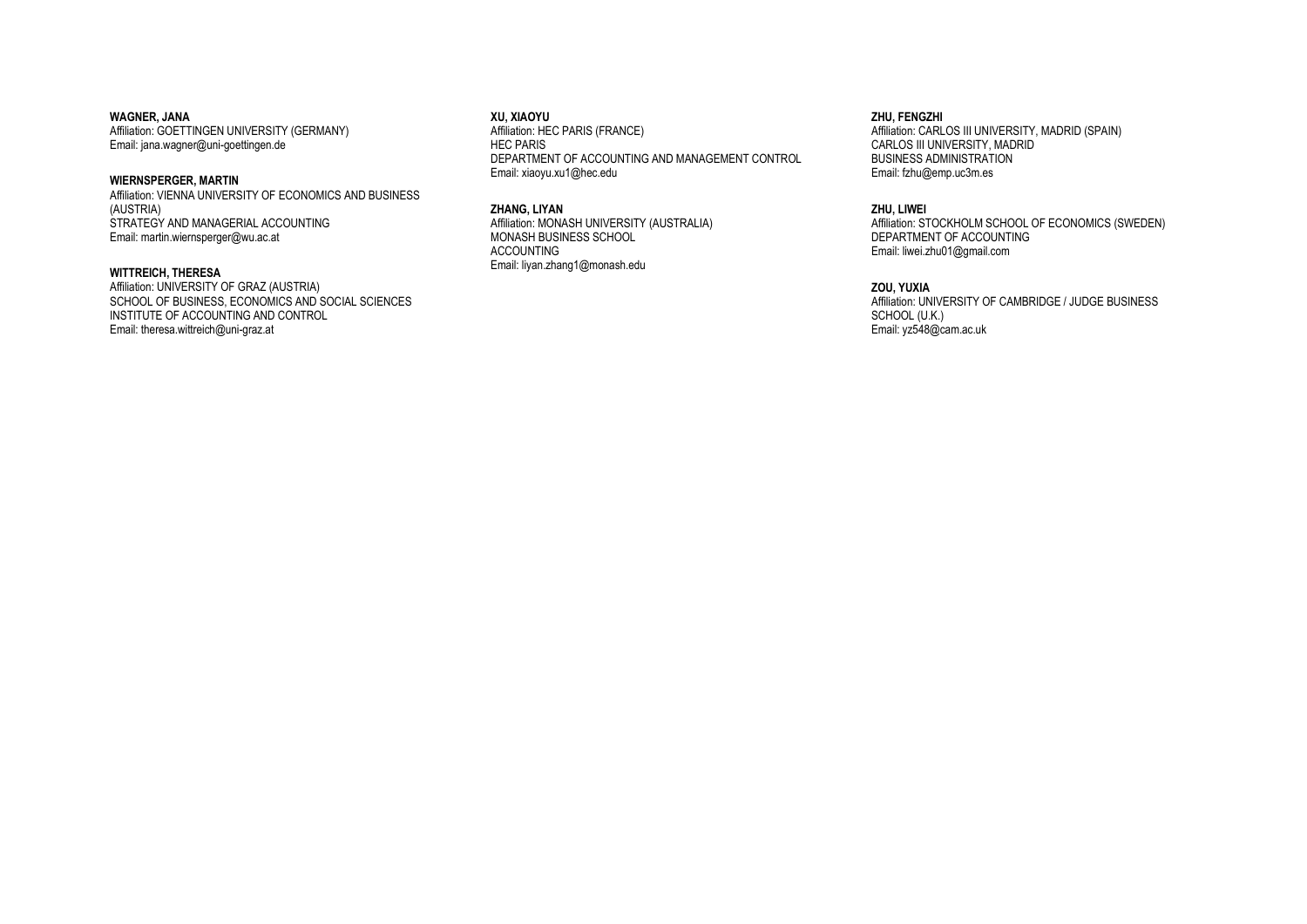**WAGNER, JANA**
Affiliation: GOETTINGEN UNIVERSITY (GERMANY)
Email: jana.wagner@uni-goettingen.de

**WIERNSPERGER, MARTIN**
Affiliation: VIENNA UNIVERSITY OF ECONOMICS AND BUSINESS (AUSTRIA)
STRATEGY AND MANAGERIAL ACCOUNTING
Email: martin.wiernsperger@wu.ac.at

**WITTREICH, THERESA**
Affiliation: UNIVERSITY OF GRAZ (AUSTRIA)
SCHOOL OF BUSINESS, ECONOMICS AND SOCIAL SCIENCES
INSTITUTE OF ACCOUNTING AND CONTROL
Email: theresa.wittreich@uni-graz.at

**XU, XIAOYU**
Affiliation: HEC PARIS (FRANCE)
HEC PARIS
DEPARTMENT OF ACCOUNTING AND MANAGEMENT CONTROL
Email: xiaoyu.xu1@hec.edu

**ZHANG, LIYAN**
Affiliation: MONASH UNIVERSITY (AUSTRALIA)
MONASH BUSINESS SCHOOL
ACCOUNTING
Email: liyan.zhang1@monash.edu

**ZHU, FENGZHI**
Affiliation: CARLOS III UNIVERSITY, MADRID (SPAIN)
CARLOS III UNIVERSITY, MADRID
BUSINESS ADMINISTRATION
Email: fzhu@emp.uc3m.es

**ZHU, LIWEI**
Affiliation: STOCKHOLM SCHOOL OF ECONOMICS (SWEDEN)
DEPARTMENT OF ACCOUNTING
Email: liwei.zhu01@gmail.com

**ZOU, YUXIA**
Affiliation: UNIVERSITY OF CAMBRIDGE / JUDGE BUSINESS SCHOOL (U.K.)
Email: yz548@cam.ac.uk